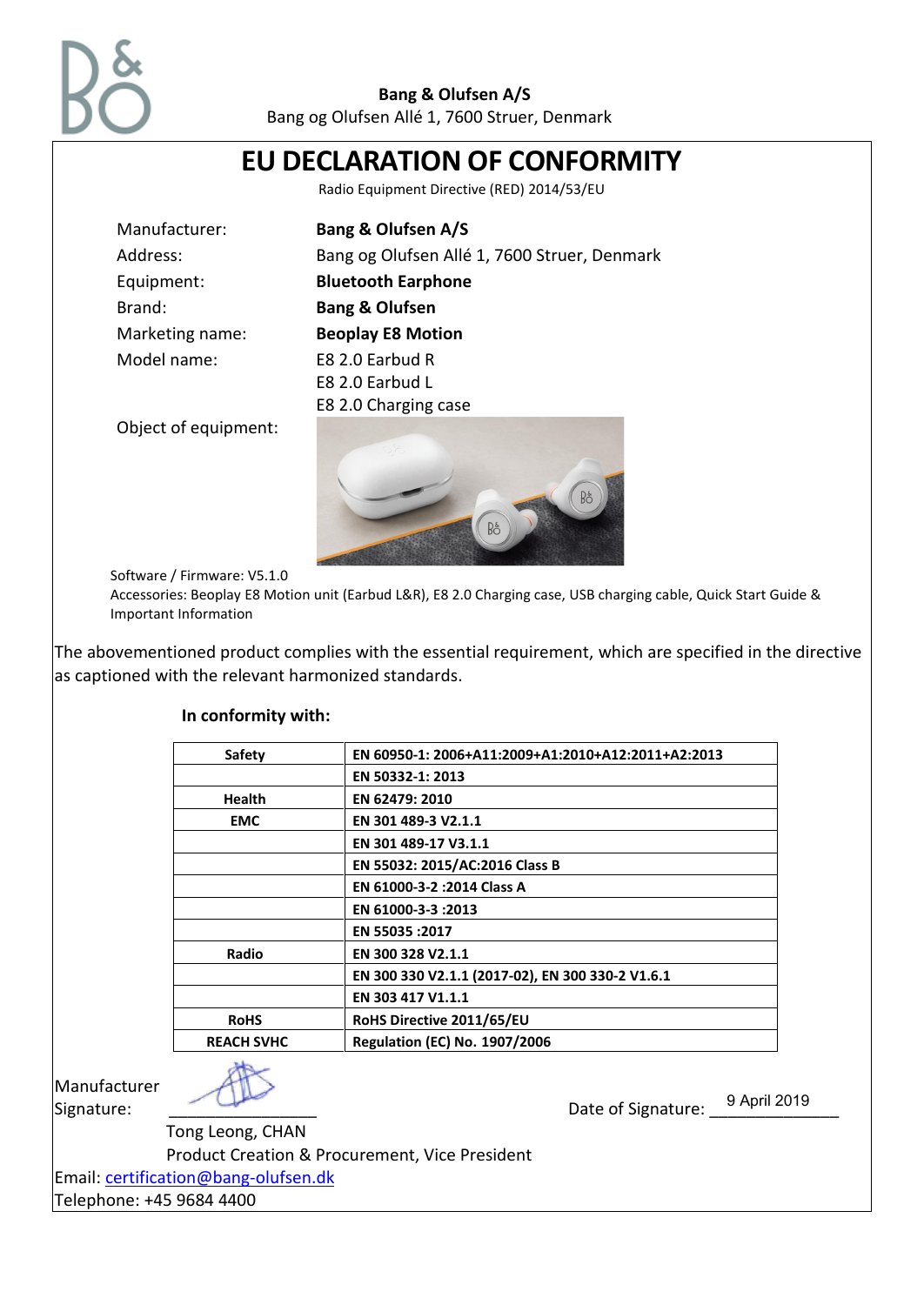**Bang & Olufsen A/S**
Bang og Olufsen Allé 1, 7600 Struer, Denmark

# EU DECLARATION OF CONFORMITY

Radio Equipment Directive (RED) 2014/53/EU

| | |
|---|---|
| Manufacturer: | **Bang & Olufsen A/S** |
| Address: | Bang og Olufsen Allé 1, 7600 Struer, Denmark |
| Equipment: | **Bluetooth Earphone** |
| Brand: | **Bang & Olufsen** |
| Marketing name: | **Beoplay E8 Motion** |
| Model name: | E8 2.0 Earbud R<br>E8 2.0 Earbud L<br>E8 2.0 Charging case |
| Object of equipment: | |

Software / Firmware: V5.1.0
Accessories: Beoplay E8 Motion unit (Earbud L&R), E8 2.0 Charging case, USB charging cable, Quick Start Guide & Important Information

The abovementioned product complies with the essential requirement, which are specified in the directive as captioned with the relevant harmonized standards.

**In conformity with:**

| | |
|---|---|
| **Safety** | **EN 60950-1: 2006+A11:2009+A1:2010+A12:2011+A2:2013** |
| | **EN 50332-1: 2013** |
| **Health** | **EN 62479: 2010** |
| **EMC** | **EN 301 489-3 V2.1.1** |
| | **EN 301 489-17 V3.1.1** |
| | **EN 55032: 2015/AC:2016 Class B** |
| | **EN 61000-3-2 :2014 Class A** |
| | **EN 61000-3-3 :2013** |
| | **EN 55035 :2017** |
| **Radio** | **EN 300 328 V2.1.1** |
| | **EN 300 330 V2.1.1 (2017-02), EN 300 330-2 V1.6.1** |
| | **EN 303 417 V1.1.1** |
| **RoHS** | **RoHS Directive 2011/65/EU** |
| **REACH SVHC** | **Regulation (EC) No. 1907/2006** |

Manufacturer Signature: ________________ Date of Signature: 9 April 2019

Tong Leong, CHAN
Product Creation & Procurement, Vice President

Email: certification@bang-olufsen.dk
Telephone: +45 9684 4400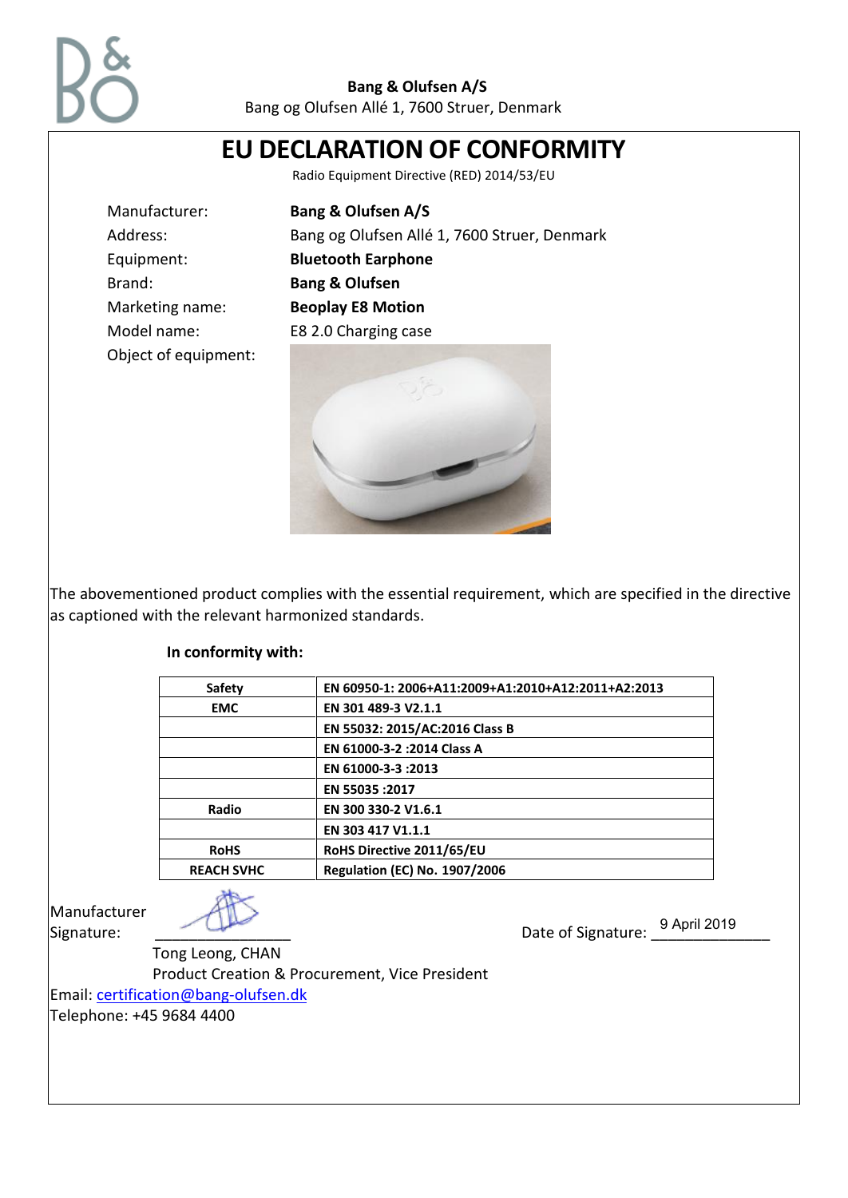**Bang & Olufsen A/S**
Bang og Olufsen Allé 1, 7600 Struer, Denmark

# EU DECLARATION OF CONFORMITY

Radio Equipment Directive (RED) 2014/53/EU

Manufacturer: **Bang & Olufsen A/S**
Address: Bang og Olufsen Allé 1, 7600 Struer, Denmark
Equipment: **Bluetooth Earphone**
Brand: **Bang & Olufsen**
Marketing name: **Beoplay E8 Motion**
Model name: E8 2.0 Charging case
Object of equipment:

The abovementioned product complies with the essential requirement, which are specified in the directive as captioned with the relevant harmonized standards.

**In conformity with:**

| | |
|---|---|
| **Safety** | **EN 60950-1: 2006+A11:2009+A1:2010+A12:2011+A2:2013** |
| **EMC** | **EN 301 489-3 V2.1.1** |
| | **EN 55032: 2015/AC:2016 Class B** |
| | **EN 61000-3-2 :2014 Class A** |
| | **EN 61000-3-3 :2013** |
| | **EN 55035 :2017** |
| **Radio** | **EN 300 330-2 V1.6.1** |
| | **EN 303 417 V1.1.1** |
| **RoHS** | **RoHS Directive 2011/65/EU** |
| **REACH SVHC** | **Regulation (EC) No. 1907/2006** |

Manufacturer Signature: ________________

Date of Signature: 9 April 2019

Tong Leong, CHAN
Product Creation & Procurement, Vice President

Email: certification@bang-olufsen.dk
Telephone: +45 9684 4400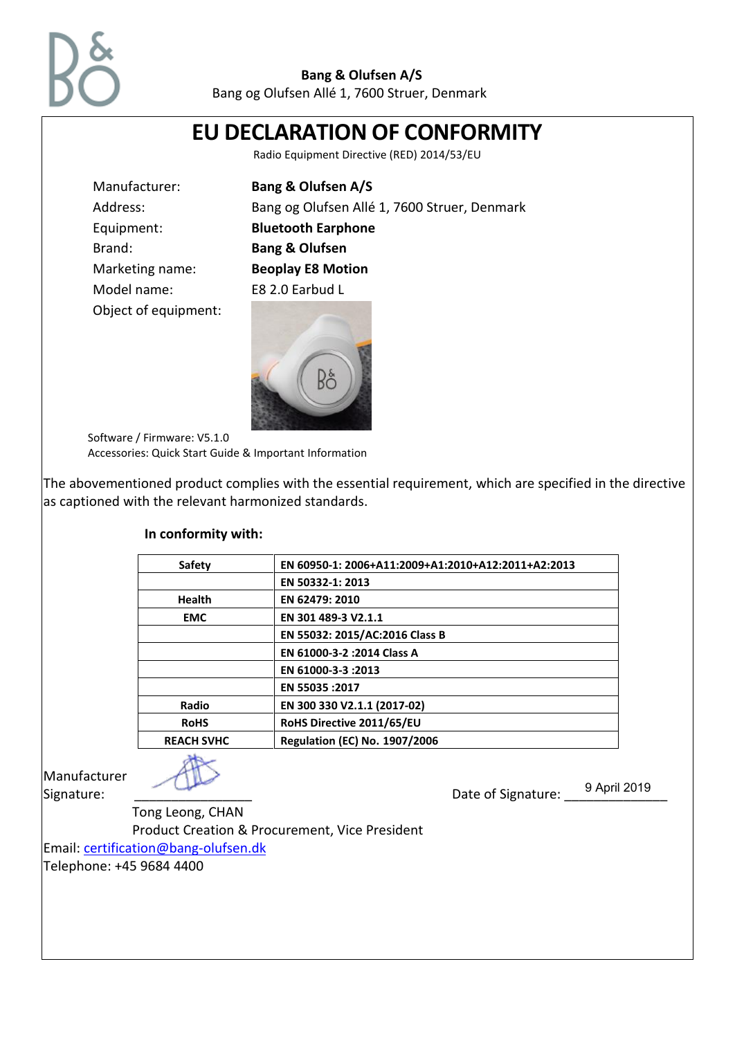**Bang & Olufsen A/S**
Bang og Olufsen Allé 1, 7600 Struer, Denmark

# EU DECLARATION OF CONFORMITY

Radio Equipment Directive (RED) 2014/53/EU

| | |
|---|---|
| Manufacturer: | **Bang & Olufsen A/S** |
| Address: | Bang og Olufsen Allé 1, 7600 Struer, Denmark |
| Equipment: | **Bluetooth Earphone** |
| Brand: | **Bang & Olufsen** |
| Marketing name: | **Beoplay E8 Motion** |
| Model name: | E8 2.0 Earbud L |
| Object of equipment: | |

Software / Firmware: V5.1.0
Accessories: Quick Start Guide & Important Information

The abovementioned product complies with the essential requirement, which are specified in the directive as captioned with the relevant harmonized standards.

**In conformity with:**

| | |
|---|---|
| **Safety** | **EN 60950-1: 2006+A11:2009+A1:2010+A12:2011+A2:2013** |
| | **EN 50332-1: 2013** |
| **Health** | **EN 62479: 2010** |
| **EMC** | **EN 301 489-3 V2.1.1** |
| | **EN 55032: 2015/AC:2016 Class B** |
| | **EN 61000-3-2 :2014 Class A** |
| | **EN 61000-3-3 :2013** |
| | **EN 55035 :2017** |
| **Radio** | **EN 300 330 V2.1.1 (2017-02)** |
| **RoHS** | **RoHS Directive 2011/65/EU** |
| **REACH SVHC** | **Regulation (EC) No. 1907/2006** |

Manufacturer Signature: ________________ Date of Signature: 9 April 2019

Tong Leong, CHAN
Product Creation & Procurement, Vice President

Email: certification@bang-olufsen.dk
Telephone: +45 9684 4400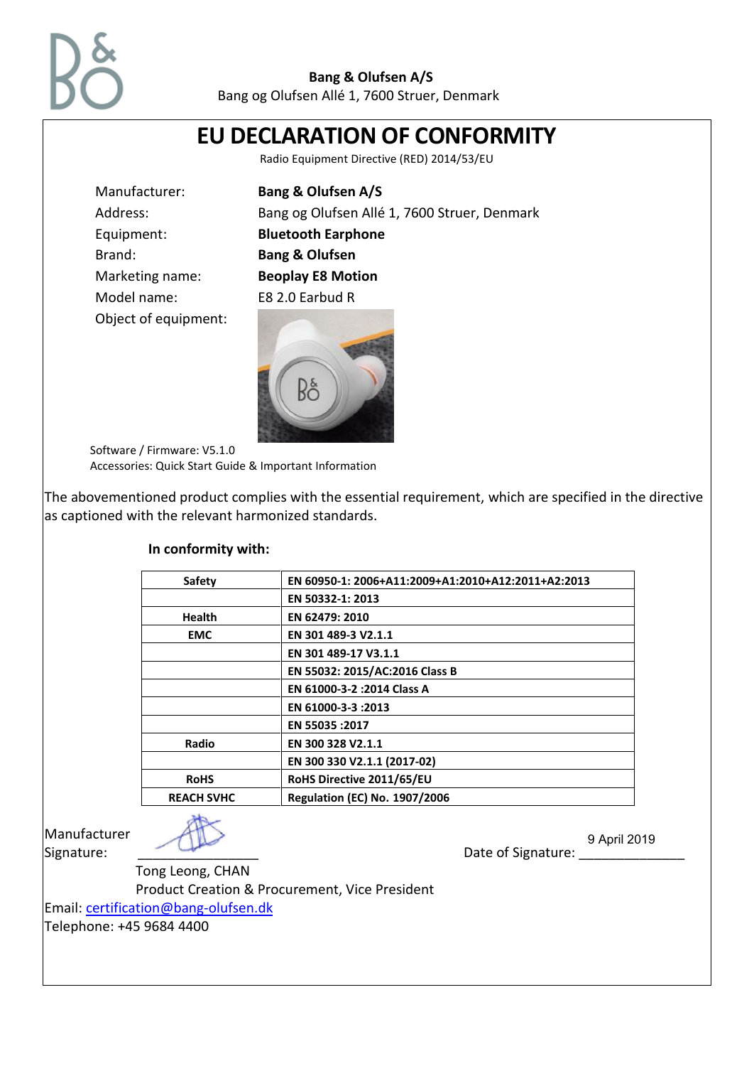**Bang & Olufsen A/S**
Bang og Olufsen Allé 1, 7600 Struer, Denmark

# EU DECLARATION OF CONFORMITY

Radio Equipment Directive (RED) 2014/53/EU

Manufacturer: **Bang & Olufsen A/S**
Address: Bang og Olufsen Allé 1, 7600 Struer, Denmark
Equipment: **Bluetooth Earphone**
Brand: **Bang & Olufsen**
Marketing name: **Beoplay E8 Motion**
Model name: E8 2.0 Earbud R
Object of equipment:

Software / Firmware: V5.1.0
Accessories: Quick Start Guide & Important Information

The abovementioned product complies with the essential requirement, which are specified in the directive as captioned with the relevant harmonized standards.

**In conformity with:**

| | |
|---|---|
| **Safety** | **EN 60950-1: 2006+A11:2009+A1:2010+A12:2011+A2:2013** |
| | **EN 50332-1: 2013** |
| **Health** | **EN 62479: 2010** |
| **EMC** | **EN 301 489-3 V2.1.1** |
| | **EN 301 489-17 V3.1.1** |
| | **EN 55032: 2015/AC:2016 Class B** |
| | **EN 61000-3-2 :2014 Class A** |
| | **EN 61000-3-3 :2013** |
| | **EN 55035 :2017** |
| **Radio** | **EN 300 328 V2.1.1** |
| | **EN 300 330 V2.1.1 (2017-02)** |
| **RoHS** | **RoHS Directive 2011/65/EU** |
| **REACH SVHC** | **Regulation (EC) No. 1907/2006** |

Manufacturer Signature: ________________

Date of Signature: 9 April 2019

Tong Leong, CHAN
Product Creation & Procurement, Vice President

Email: certification@bang-olufsen.dk
Telephone: +45 9684 4400